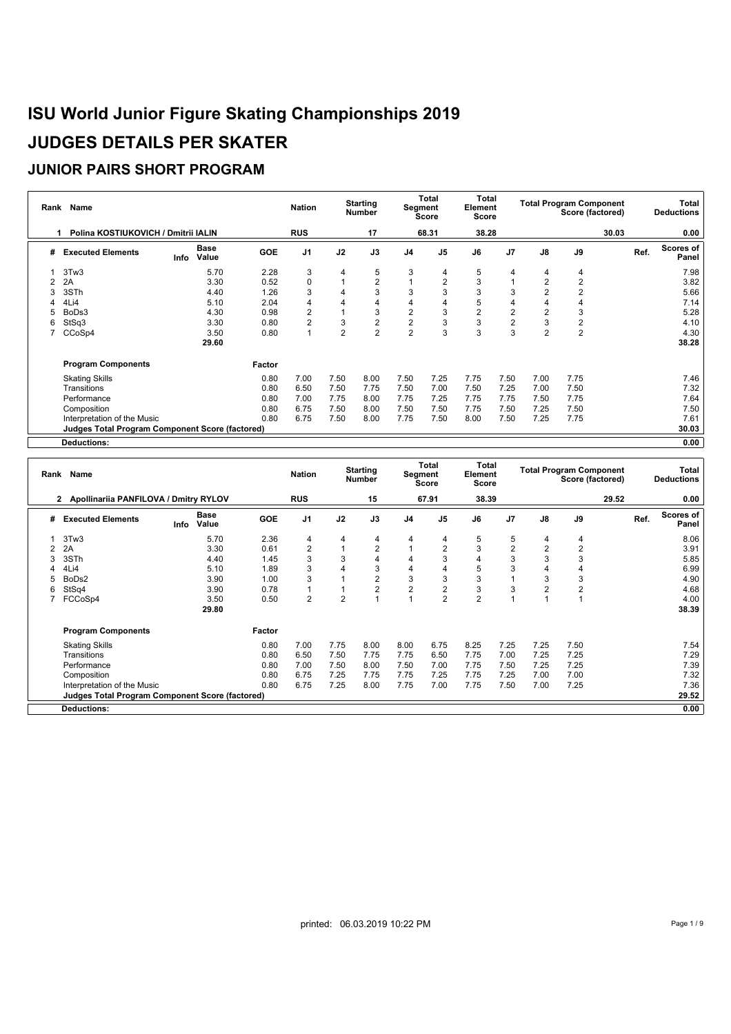# ISU World Junior Figure Skating Championships 2019

# JUDGES DETAILS PER SKATER

## JUNIOR PAIRS SHORT PROGRAM

| Rank | Name | Nation | Starting Number | Total Segment Score | Total Element Score | Total Program Component Score (factored) | Total Deductions |
|---|---|---|---|---|---|---|---|
| 1 | Polina KOSTIUKOVICH / Dmitrii IALIN | RUS | 17 | 68.31 | 38.28 | 30.03 | 0.00 |

| # | Executed Elements | Info | Base Value | GOE | J1 | J2 | J3 | J4 | J5 | J6 | J7 | J8 | J9 | Ref. | Scores of Panel |
|---|---|---|---|---|---|---|---|---|---|---|---|---|---|---|---|
| 1 | 3Tw3 | | 5.70 | 2.28 | 3 | 4 | 5 | 3 | 4 | 5 | 4 | 4 | 4 | | 7.98 |
| 2 | 2A | | 3.30 | 0.52 | 0 | 1 | 2 | 1 | 2 | 3 | 1 | 2 | 2 | | 3.82 |
| 3 | 3STh | | 4.40 | 1.26 | 3 | 4 | 3 | 3 | 3 | 3 | 3 | 2 | 2 | | 5.66 |
| 4 | 4Li4 | | 5.10 | 2.04 | 4 | 4 | 4 | 4 | 4 | 5 | 4 | 4 | 4 | | 7.14 |
| 5 | BoDs3 | | 4.30 | 0.98 | 2 | 1 | 3 | 2 | 3 | 2 | 2 | 2 | 3 | | 5.28 |
| 6 | StSq3 | | 3.30 | 0.80 | 2 | 3 | 2 | 2 | 3 | 3 | 2 | 3 | 2 | | 4.10 |
| 7 | CCoSp4 | | 3.50 | 0.80 | 1 | 2 | 2 | 2 | 3 | 3 | 3 | 2 | 2 | | 4.30 |
| | | | 29.60 | | | | | | | | | | | | 38.28 |

| Program Components | Factor | J1 | J2 | J3 | J4 | J5 | J6 | J7 | J8 | J9 | Scores of Panel |
|---|---|---|---|---|---|---|---|---|---|---|---|
| Skating Skills | 0.80 | 7.00 | 7.50 | 8.00 | 7.50 | 7.25 | 7.75 | 7.50 | 7.00 | 7.75 | 7.46 |
| Transitions | 0.80 | 6.50 | 7.50 | 7.75 | 7.50 | 7.00 | 7.50 | 7.25 | 7.00 | 7.50 | 7.32 |
| Performance | 0.80 | 7.00 | 7.75 | 8.00 | 7.75 | 7.25 | 7.75 | 7.75 | 7.50 | 7.75 | 7.64 |
| Composition | 0.80 | 6.75 | 7.50 | 8.00 | 7.50 | 7.50 | 7.75 | 7.50 | 7.25 | 7.50 | 7.50 |
| Interpretation of the Music | 0.80 | 6.75 | 7.50 | 8.00 | 7.75 | 7.50 | 8.00 | 7.50 | 7.25 | 7.75 | 7.61 |
| **Judges Total Program Component Score (factored)** | | | | | | | | | | | 30.03 |
| **Deductions:** | | | | | | | | | | | 0.00 |

| Rank | Name | Nation | Starting Number | Total Segment Score | Total Element Score | Total Program Component Score (factored) | Total Deductions |
|---|---|---|---|---|---|---|---|
| 2 | Apollinariia PANFILOVA / Dmitry RYLOV | RUS | 15 | 67.91 | 38.39 | 29.52 | 0.00 |

| # | Executed Elements | Info | Base Value | GOE | J1 | J2 | J3 | J4 | J5 | J6 | J7 | J8 | J9 | Ref. | Scores of Panel |
|---|---|---|---|---|---|---|---|---|---|---|---|---|---|---|---|
| 1 | 3Tw3 | | 5.70 | 2.36 | 4 | 4 | 4 | 4 | 4 | 5 | 5 | 4 | 4 | | 8.06 |
| 2 | 2A | | 3.30 | 0.61 | 2 | 1 | 2 | 1 | 2 | 3 | 2 | 2 | 2 | | 3.91 |
| 3 | 3STh | | 4.40 | 1.45 | 3 | 3 | 4 | 4 | 3 | 4 | 3 | 3 | 3 | | 5.85 |
| 4 | 4Li4 | | 5.10 | 1.89 | 3 | 4 | 3 | 4 | 4 | 5 | 3 | 4 | 4 | | 6.99 |
| 5 | BoDs2 | | 3.90 | 1.00 | 3 | 1 | 2 | 3 | 3 | 3 | 1 | 3 | 3 | | 4.90 |
| 6 | StSq4 | | 3.90 | 0.78 | 1 | 1 | 2 | 2 | 2 | 3 | 3 | 2 | 2 | | 4.68 |
| 7 | FCCoSp4 | | 3.50 | 0.50 | 2 | 2 | 1 | 1 | 2 | 2 | 1 | 1 | 1 | | 4.00 |
| | | | 29.80 | | | | | | | | | | | | 38.39 |

| Program Components | Factor | J1 | J2 | J3 | J4 | J5 | J6 | J7 | J8 | J9 | Scores of Panel |
|---|---|---|---|---|---|---|---|---|---|---|---|
| Skating Skills | 0.80 | 7.00 | 7.75 | 8.00 | 8.00 | 6.75 | 8.25 | 7.25 | 7.25 | 7.50 | 7.54 |
| Transitions | 0.80 | 6.50 | 7.50 | 7.75 | 7.75 | 6.50 | 7.75 | 7.00 | 7.25 | 7.25 | 7.29 |
| Performance | 0.80 | 7.00 | 7.50 | 8.00 | 7.50 | 7.00 | 7.75 | 7.50 | 7.25 | 7.25 | 7.39 |
| Composition | 0.80 | 6.75 | 7.25 | 7.75 | 7.75 | 7.25 | 7.75 | 7.25 | 7.00 | 7.00 | 7.32 |
| Interpretation of the Music | 0.80 | 6.75 | 7.25 | 8.00 | 7.75 | 7.00 | 7.75 | 7.50 | 7.00 | 7.25 | 7.36 |
| **Judges Total Program Component Score (factored)** | | | | | | | | | | | 29.52 |
| **Deductions:** | | | | | | | | | | | 0.00 |

printed: 06.03.2019 10:22 PM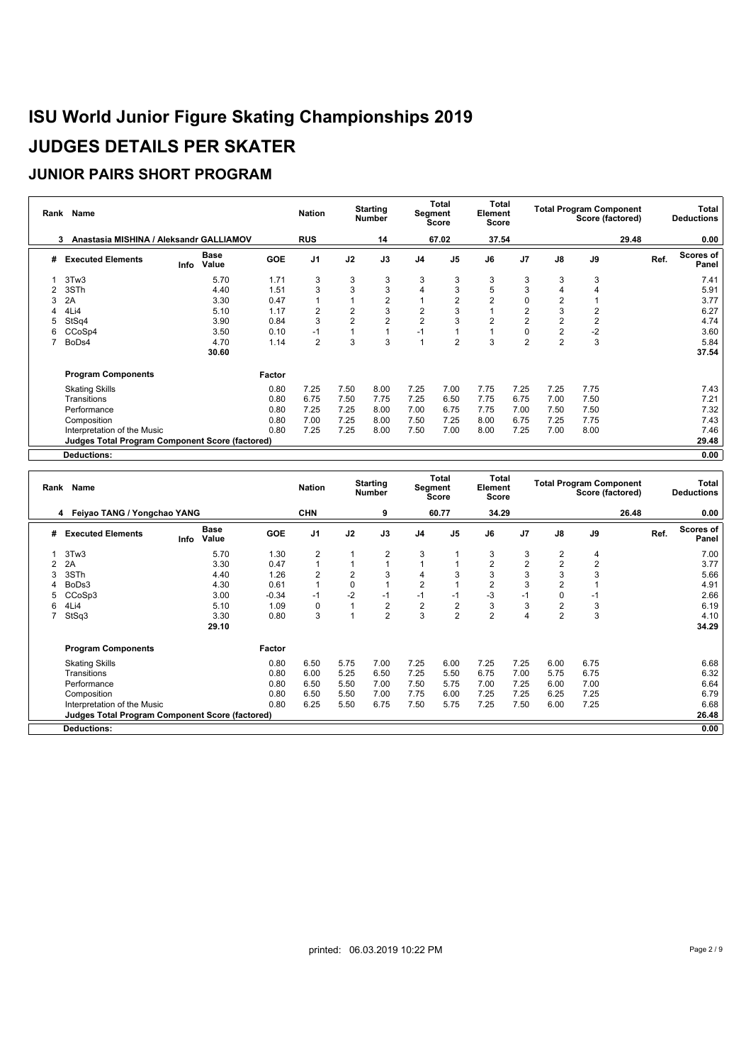# ISU World Junior Figure Skating Championships 2019

# JUDGES DETAILS PER SKATER

## JUNIOR PAIRS SHORT PROGRAM

| Rank | Name | Nation | Starting Number | Total Segment Score | Total Element Score | Total Program Component Score (factored) | Total Deductions |
|---|---|---|---|---|---|---|---|
| 3 | Anastasia MISHINA / Aleksandr GALLIAMOV | RUS | 14 | 67.02 | 37.54 | 29.48 | 0.00 |

| # | Executed Elements | Info | Base Value | GOE | J1 | J2 | J3 | J4 | J5 | J6 | J7 | J8 | J9 | Ref. | Scores of Panel |
|---|---|---|---|---|---|---|---|---|---|---|---|---|---|---|---|
| 1 | 3Tw3 | | 5.70 | 1.71 | 3 | 3 | 3 | 3 | 3 | 3 | 3 | 3 | 3 | | 7.41 |
| 2 | 3STh | | 4.40 | 1.51 | 3 | 3 | 3 | 4 | 3 | 5 | 3 | 4 | 4 | | 5.91 |
| 3 | 2A | | 3.30 | 0.47 | 1 | 1 | 2 | 1 | 2 | 2 | 0 | 2 | 1 | | 3.77 |
| 4 | 4Li4 | | 5.10 | 1.17 | 2 | 2 | 3 | 2 | 3 | 1 | 2 | 3 | 2 | | 6.27 |
| 5 | StSq4 | | 3.90 | 0.84 | 3 | 2 | 2 | 2 | 3 | 2 | 2 | 2 | 2 | | 4.74 |
| 6 | CCoSp4 | | 3.50 | 0.10 | -1 | 1 | 1 | -1 | 1 | 1 | 0 | 2 | -2 | | 3.60 |
| 7 | BoDs4 | | 4.70 | 1.14 | 2 | 3 | 3 | 1 | 2 | 3 | 2 | 2 | 3 | | 5.84 |
| | | | 30.60 | | | | | | | | | | | | 37.54 |

| Program Components | Factor | J1 | J2 | J3 | J4 | J5 | J6 | J7 | J8 | J9 | Scores of Panel |
|---|---|---|---|---|---|---|---|---|---|---|---|
| Skating Skills | 0.80 | 7.25 | 7.50 | 8.00 | 7.25 | 7.00 | 7.75 | 7.25 | 7.25 | 7.75 | 7.43 |
| Transitions | 0.80 | 6.75 | 7.50 | 7.75 | 7.25 | 6.50 | 7.75 | 6.75 | 7.00 | 7.50 | 7.21 |
| Performance | 0.80 | 7.25 | 7.25 | 8.00 | 7.00 | 6.75 | 7.75 | 7.00 | 7.50 | 7.50 | 7.32 |
| Composition | 0.80 | 7.00 | 7.25 | 8.00 | 7.50 | 7.25 | 8.00 | 6.75 | 7.25 | 7.75 | 7.43 |
| Interpretation of the Music | 0.80 | 7.25 | 7.25 | 8.00 | 7.50 | 7.00 | 8.00 | 7.25 | 7.00 | 8.00 | 7.46 |
| Judges Total Program Component Score (factored) | | | | | | | | | | | 29.48 |

**Deductions:** 0.00

| Rank | Name | Nation | Starting Number | Total Segment Score | Total Element Score | Total Program Component Score (factored) | Total Deductions |
|---|---|---|---|---|---|---|---|
| 4 | Feiyao TANG / Yongchao YANG | CHN | 9 | 60.77 | 34.29 | 26.48 | 0.00 |

| # | Executed Elements | Info | Base Value | GOE | J1 | J2 | J3 | J4 | J5 | J6 | J7 | J8 | J9 | Ref. | Scores of Panel |
|---|---|---|---|---|---|---|---|---|---|---|---|---|---|---|---|
| 1 | 3Tw3 | | 5.70 | 1.30 | 2 | 1 | 2 | 3 | 1 | 3 | 3 | 2 | 4 | | 7.00 |
| 2 | 2A | | 3.30 | 0.47 | 1 | 1 | 1 | 1 | 1 | 2 | 2 | 2 | 2 | | 3.77 |
| 3 | 3STh | | 4.40 | 1.26 | 2 | 2 | 3 | 4 | 3 | 3 | 3 | 3 | 3 | | 5.66 |
| 4 | BoDs3 | | 4.30 | 0.61 | 1 | 0 | 1 | 2 | 1 | 2 | 3 | 2 | 1 | | 4.91 |
| 5 | CCoSp3 | | 3.00 | -0.34 | -1 | -2 | -1 | -1 | -1 | -3 | -1 | 0 | -1 | | 2.66 |
| 6 | 4Li4 | | 5.10 | 1.09 | 0 | 1 | 2 | 2 | 2 | 3 | 3 | 2 | 3 | | 6.19 |
| 7 | StSq3 | | 3.30 | 0.80 | 3 | 1 | 2 | 3 | 2 | 2 | 4 | 2 | 3 | | 4.10 |
| | | | 29.10 | | | | | | | | | | | | 34.29 |

| Program Components | Factor | J1 | J2 | J3 | J4 | J5 | J6 | J7 | J8 | J9 | Scores of Panel |
|---|---|---|---|---|---|---|---|---|---|---|---|
| Skating Skills | 0.80 | 6.50 | 5.75 | 7.00 | 7.25 | 6.00 | 7.25 | 7.25 | 6.00 | 6.75 | 6.68 |
| Transitions | 0.80 | 6.00 | 5.25 | 6.50 | 7.25 | 5.50 | 6.75 | 7.00 | 5.75 | 6.75 | 6.32 |
| Performance | 0.80 | 6.50 | 5.50 | 7.00 | 7.50 | 5.75 | 7.00 | 7.25 | 6.00 | 7.00 | 6.64 |
| Composition | 0.80 | 6.50 | 5.50 | 7.00 | 7.75 | 6.00 | 7.25 | 7.25 | 6.25 | 7.25 | 6.79 |
| Interpretation of the Music | 0.80 | 6.25 | 5.50 | 6.75 | 7.50 | 5.75 | 7.25 | 7.50 | 6.00 | 7.25 | 6.68 |
| Judges Total Program Component Score (factored) | | | | | | | | | | | 26.48 |

**Deductions:** 0.00

printed: 06.03.2019 10:22 PM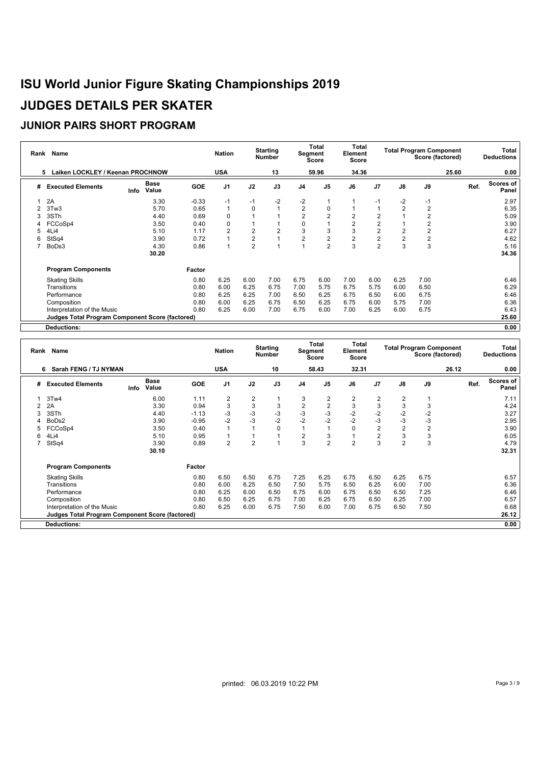# ISU World Junior Figure Skating Championships 2019

# JUDGES DETAILS PER SKATER

## JUNIOR PAIRS SHORT PROGRAM

| Rank | Name | Nation | Starting Number | Total Segment Score | Total Element Score | Total Program Component Score (factored) | Total Deductions |
|---|---|---|---|---|---|---|---|
| 5 | Laiken LOCKLEY / Keenan PROCHNOW | USA | 13 | 59.96 | 34.36 | 25.60 | 0.00 |

| # | Executed Elements | Info | Base Value | GOE | J1 | J2 | J3 | J4 | J5 | J6 | J7 | J8 | J9 | Ref. | Scores of Panel |
|---|---|---|---|---|---|---|---|---|---|---|---|---|---|---|---|
| 1 | 2A | | 3.30 | -0.33 | -1 | -1 | -2 | -2 | 1 | 1 | -1 | -2 | -1 | | 2.97 |
| 2 | 3Tw3 | | 5.70 | 0.65 | 1 | 0 | 1 | 2 | 0 | 1 | 1 | 2 | 2 | | 6.35 |
| 3 | 3STh | | 4.40 | 0.69 | 0 | 1 | 1 | 2 | 2 | 2 | 2 | 1 | 2 | | 5.09 |
| 4 | FCCoSp4 | | 3.50 | 0.40 | 0 | 1 | 1 | 0 | 1 | 2 | 2 | 1 | 2 | | 3.90 |
| 5 | 4Li4 | | 5.10 | 1.17 | 2 | 2 | 2 | 3 | 3 | 3 | 2 | 2 | 2 | | 6.27 |
| 6 | StSq4 | | 3.90 | 0.72 | 1 | 2 | 1 | 2 | 2 | 2 | 2 | 2 | 2 | | 4.62 |
| 7 | BoDs3 | | 4.30 | 0.86 | 1 | 2 | 1 | 1 | 2 | 3 | 2 | 3 | 3 | | 5.16 |
| | | | 30.20 | | | | | | | | | | | | 34.36 |

| Program Components | Factor | J1 | J2 | J3 | J4 | J5 | J6 | J7 | J8 | J9 | Scores of Panel |
|---|---|---|---|---|---|---|---|---|---|---|---|
| Skating Skills | 0.80 | 6.25 | 6.00 | 7.00 | 6.75 | 6.00 | 7.00 | 6.00 | 6.25 | 7.00 | 6.46 |
| Transitions | 0.80 | 6.00 | 6.25 | 6.75 | 7.00 | 5.75 | 6.75 | 5.75 | 6.00 | 6.50 | 6.29 |
| Performance | 0.80 | 6.25 | 6.25 | 7.00 | 6.50 | 6.25 | 6.75 | 6.50 | 6.00 | 6.75 | 6.46 |
| Composition | 0.80 | 6.00 | 6.25 | 6.75 | 6.50 | 6.25 | 6.75 | 6.00 | 5.75 | 7.00 | 6.36 |
| Interpretation of the Music | 0.80 | 6.25 | 6.00 | 7.00 | 6.75 | 6.00 | 7.00 | 6.25 | 6.00 | 6.75 | 6.43 |
| **Judges Total Program Component Score (factored)** | | | | | | | | | | | 25.60 |
| **Deductions:** | | | | | | | | | | | 0.00 |

| Rank | Name | Nation | Starting Number | Total Segment Score | Total Element Score | Total Program Component Score (factored) | Total Deductions |
|---|---|---|---|---|---|---|---|
| 6 | Sarah FENG / TJ NYMAN | USA | 10 | 58.43 | 32.31 | 26.12 | 0.00 |

| # | Executed Elements | Info | Base Value | GOE | J1 | J2 | J3 | J4 | J5 | J6 | J7 | J8 | J9 | Ref. | Scores of Panel |
|---|---|---|---|---|---|---|---|---|---|---|---|---|---|---|---|
| 1 | 3Tw4 | | 6.00 | 1.11 | 2 | 2 | 1 | 3 | 2 | 2 | 2 | 2 | 1 | | 7.11 |
| 2 | 2A | | 3.30 | 0.94 | 3 | 3 | 3 | 2 | 2 | 3 | 3 | 3 | 3 | | 4.24 |
| 3 | 3STh | | 4.40 | -1.13 | -3 | -3 | -3 | -3 | -3 | -2 | -2 | -2 | -2 | | 3.27 |
| 4 | BoDs2 | | 3.90 | -0.95 | -2 | -3 | -2 | -2 | -2 | -2 | -3 | -3 | -3 | | 2.95 |
| 5 | FCCoSp4 | | 3.50 | 0.40 | 1 | 1 | 0 | 1 | 1 | 0 | 2 | 2 | 2 | | 3.90 |
| 6 | 4Li4 | | 5.10 | 0.95 | 1 | 1 | 1 | 2 | 3 | 1 | 2 | 3 | 3 | | 6.05 |
| 7 | StSq4 | | 3.90 | 0.89 | 2 | 2 | 1 | 3 | 2 | 2 | 3 | 2 | 3 | | 4.79 |
| | | | 30.10 | | | | | | | | | | | | 32.31 |

| Program Components | Factor | J1 | J2 | J3 | J4 | J5 | J6 | J7 | J8 | J9 | Scores of Panel |
|---|---|---|---|---|---|---|---|---|---|---|---|
| Skating Skills | 0.80 | 6.50 | 6.50 | 6.75 | 7.25 | 6.25 | 6.75 | 6.50 | 6.25 | 6.75 | 6.57 |
| Transitions | 0.80 | 6.00 | 6.25 | 6.50 | 7.50 | 5.75 | 6.50 | 6.25 | 6.00 | 7.00 | 6.36 |
| Performance | 0.80 | 6.25 | 6.00 | 6.50 | 6.75 | 6.00 | 6.75 | 6.50 | 6.50 | 7.25 | 6.46 |
| Composition | 0.80 | 6.50 | 6.25 | 6.75 | 7.00 | 6.25 | 6.75 | 6.50 | 6.25 | 7.00 | 6.57 |
| Interpretation of the Music | 0.80 | 6.25 | 6.00 | 6.75 | 7.50 | 6.00 | 7.00 | 6.75 | 6.50 | 7.50 | 6.68 |
| **Judges Total Program Component Score (factored)** | | | | | | | | | | | 26.12 |
| **Deductions:** | | | | | | | | | | | 0.00 |

printed: 06.03.2019 10:22 PM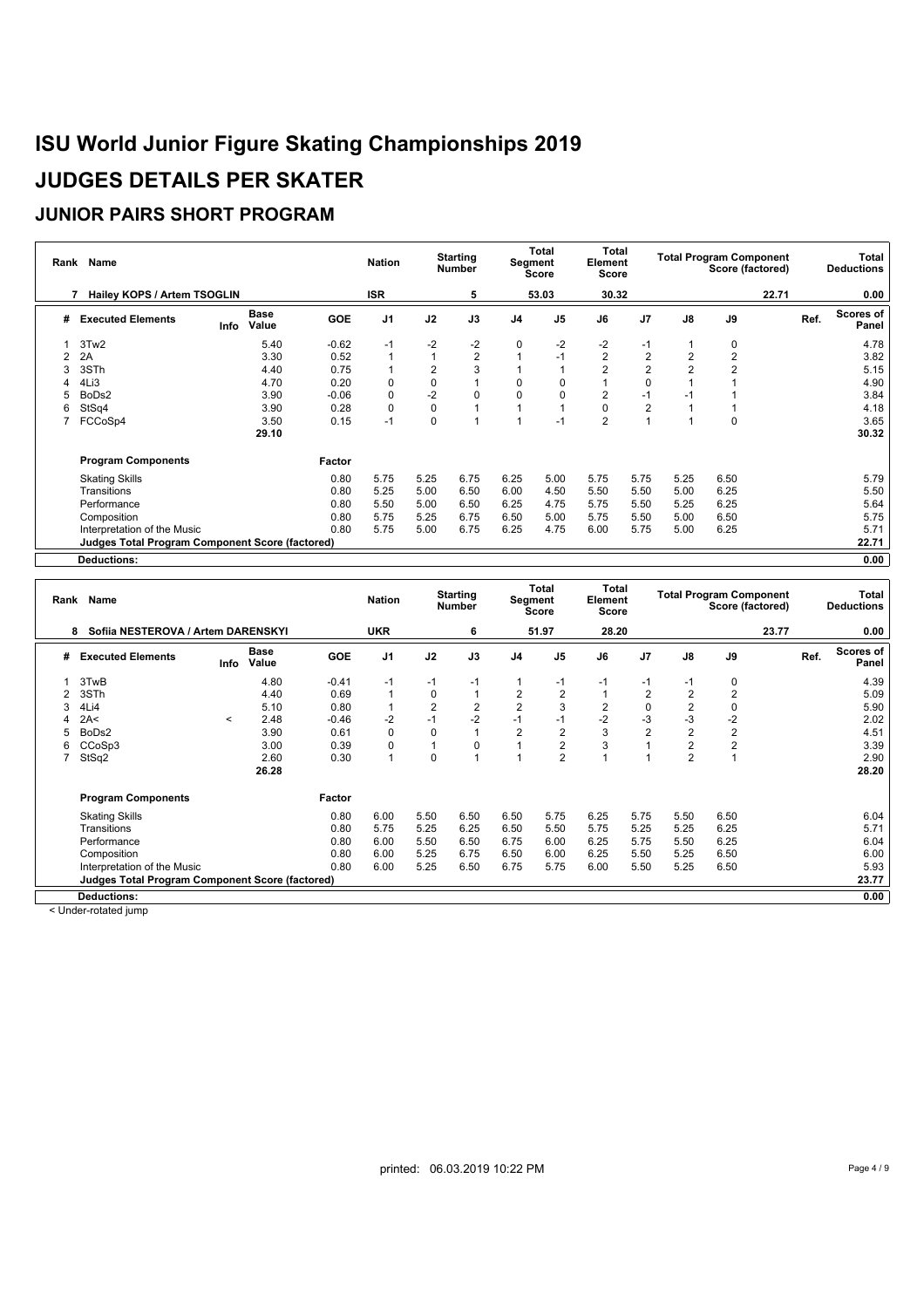# ISU World Junior Figure Skating Championships 2019

# JUDGES DETAILS PER SKATER

## JUNIOR PAIRS SHORT PROGRAM

| Rank | Name | Nation | Starting Number | Total Segment Score | Total Element Score | Total Program Component Score (factored) | Total Deductions |
|---|---|---|---|---|---|---|---|
| 7 | Hailey KOPS / Artem TSOGLIN | ISR | 5 | 53.03 | 30.32 | 22.71 | 0.00 |

| # | Executed Elements | Info | Base Value | GOE | J1 | J2 | J3 | J4 | J5 | J6 | J7 | J8 | J9 | Ref. | Scores of Panel |
|---|---|---|---|---|---|---|---|---|---|---|---|---|---|---|---|
| 1 | 3Tw2 | | 5.40 | -0.62 | -1 | -2 | -2 | 0 | -2 | -2 | -1 | 1 | 0 | | 4.78 |
| 2 | 2A | | 3.30 | 0.52 | 1 | 1 | 2 | 1 | -1 | 2 | 2 | 2 | 2 | | 3.82 |
| 3 | 3STh | | 4.40 | 0.75 | 1 | 2 | 3 | 1 | 1 | 2 | 2 | 2 | 2 | | 5.15 |
| 4 | 4Li3 | | 4.70 | 0.20 | 0 | 0 | 1 | 0 | 0 | 1 | 0 | 1 | 1 | | 4.90 |
| 5 | BoDs2 | | 3.90 | -0.06 | 0 | -2 | 0 | 0 | 0 | 2 | -1 | -1 | 1 | | 3.84 |
| 6 | StSq4 | | 3.90 | 0.28 | 0 | 0 | 1 | 1 | 1 | 0 | 2 | 1 | 1 | | 4.18 |
| 7 | FCCoSp4 | | 3.50 | 0.15 | -1 | 0 | 1 | 1 | -1 | 2 | 1 | 1 | 0 | | 3.65 |
| | | | 29.10 | | | | | | | | | | | | 30.32 |

| Program Components | Factor | J1 | J2 | J3 | J4 | J5 | J6 | J7 | J8 | J9 | Scores of Panel |
|---|---|---|---|---|---|---|---|---|---|---|---|
| Skating Skills | 0.80 | 5.75 | 5.25 | 6.75 | 6.25 | 5.00 | 5.75 | 5.75 | 5.25 | 6.50 | 5.79 |
| Transitions | 0.80 | 5.25 | 5.00 | 6.50 | 6.00 | 4.50 | 5.50 | 5.50 | 5.00 | 6.25 | 5.50 |
| Performance | 0.80 | 5.50 | 5.00 | 6.50 | 6.25 | 4.75 | 5.75 | 5.50 | 5.25 | 6.25 | 5.64 |
| Composition | 0.80 | 5.75 | 5.25 | 6.75 | 6.50 | 5.00 | 5.75 | 5.50 | 5.00 | 6.50 | 5.75 |
| Interpretation of the Music | 0.80 | 5.75 | 5.00 | 6.75 | 6.25 | 4.75 | 6.00 | 5.75 | 5.00 | 6.25 | 5.71 |
| **Judges Total Program Component Score (factored)** | | | | | | | | | | | 22.71 |
| **Deductions:** | | | | | | | | | | | 0.00 |

| Rank | Name | Nation | Starting Number | Total Segment Score | Total Element Score | Total Program Component Score (factored) | Total Deductions |
|---|---|---|---|---|---|---|---|
| 8 | Sofiia NESTEROVA / Artem DARENSKYI | UKR | 6 | 51.97 | 28.20 | 23.77 | 0.00 |

| # | Executed Elements | Info | Base Value | GOE | J1 | J2 | J3 | J4 | J5 | J6 | J7 | J8 | J9 | Ref. | Scores of Panel |
|---|---|---|---|---|---|---|---|---|---|---|---|---|---|---|---|
| 1 | 3TwB | | 4.80 | -0.41 | -1 | -1 | -1 | 1 | -1 | -1 | -1 | -1 | 0 | | 4.39 |
| 2 | 3STh | | 4.40 | 0.69 | 1 | 0 | 1 | 2 | 2 | 1 | 2 | 2 | 2 | | 5.09 |
| 3 | 4Li4 | | 5.10 | 0.80 | 1 | 2 | 2 | 2 | 3 | 2 | 0 | 2 | 0 | | 5.90 |
| 4 | 2A< | < | 2.48 | -0.46 | -2 | -1 | -2 | -1 | -1 | -2 | -3 | -3 | -2 | | 2.02 |
| 5 | BoDs2 | | 3.90 | 0.61 | 0 | 0 | 1 | 2 | 2 | 3 | 2 | 2 | 2 | | 4.51 |
| 6 | CCoSp3 | | 3.00 | 0.39 | 0 | 1 | 0 | 1 | 2 | 3 | 1 | 2 | 2 | | 3.39 |
| 7 | StSq2 | | 2.60 | 0.30 | 1 | 0 | 1 | 1 | 2 | 1 | 1 | 2 | 1 | | 2.90 |
| | | | 26.28 | | | | | | | | | | | | 28.20 |

| Program Components | Factor | J1 | J2 | J3 | J4 | J5 | J6 | J7 | J8 | J9 | Scores of Panel |
|---|---|---|---|---|---|---|---|---|---|---|---|
| Skating Skills | 0.80 | 6.00 | 5.50 | 6.50 | 6.50 | 5.75 | 6.25 | 5.75 | 5.50 | 6.50 | 6.04 |
| Transitions | 0.80 | 5.75 | 5.25 | 6.25 | 6.50 | 5.50 | 5.75 | 5.25 | 5.25 | 6.25 | 5.71 |
| Performance | 0.80 | 6.00 | 5.50 | 6.50 | 6.75 | 6.00 | 6.25 | 5.75 | 5.50 | 6.25 | 6.04 |
| Composition | 0.80 | 6.00 | 5.25 | 6.75 | 6.50 | 6.00 | 6.25 | 5.50 | 5.25 | 6.50 | 6.00 |
| Interpretation of the Music | 0.80 | 6.00 | 5.25 | 6.50 | 6.75 | 5.75 | 6.00 | 5.50 | 5.25 | 6.50 | 5.93 |
| **Judges Total Program Component Score (factored)** | | | | | | | | | | | 23.77 |
| **Deductions:** | | | | | | | | | | | 0.00 |

< Under-rotated jump

printed: 06.03.2019 10:22 PM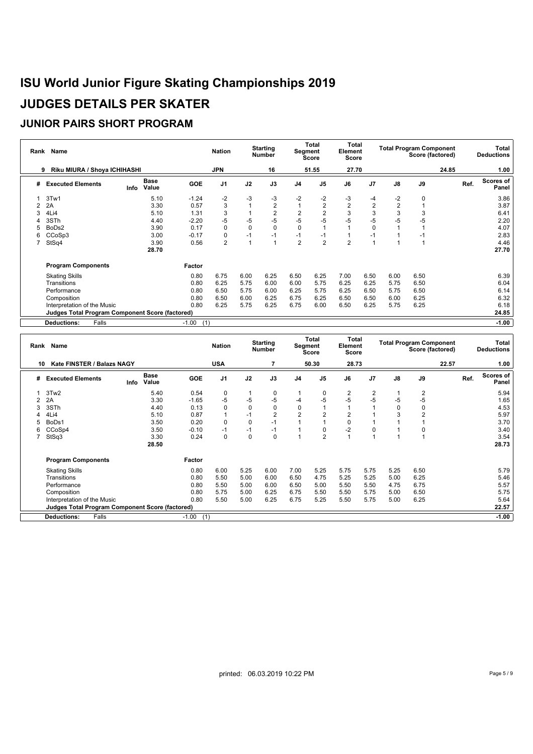# ISU World Junior Figure Skating Championships 2019

# JUDGES DETAILS PER SKATER

## JUNIOR PAIRS SHORT PROGRAM

| Rank | Name | Nation | Starting Number | Total Segment Score | Total Element Score | Total Program Component Score (factored) | Total Deductions |
|---|---|---|---|---|---|---|---|
| 9 | Riku MIURA / Shoya ICHIHASHI | JPN | 16 | 51.55 | 27.70 | 24.85 | 1.00 |

| # | Executed Elements | Info | Base Value | GOE | J1 | J2 | J3 | J4 | J5 | J6 | J7 | J8 | J9 | Ref. | Scores of Panel |
|---|---|---|---|---|---|---|---|---|---|---|---|---|---|---|---|
| 1 | 3Tw1 | | 5.10 | -1.24 | -2 | -3 | -3 | -2 | -2 | -3 | -4 | -2 | 0 | | 3.86 |
| 2 | 2A | | 3.30 | 0.57 | 3 | 1 | 2 | 1 | 2 | 2 | 2 | 2 | 1 | | 3.87 |
| 3 | 4Li4 | | 5.10 | 1.31 | 3 | 1 | 2 | 2 | 2 | 3 | 3 | 3 | 3 | | 6.41 |
| 4 | 3STh | | 4.40 | -2.20 | -5 | -5 | -5 | -5 | -5 | -5 | -5 | -5 | -5 | | 2.20 |
| 5 | BoDs2 | | 3.90 | 0.17 | 0 | 0 | 0 | 0 | 1 | 1 | 0 | 1 | 1 | | 4.07 |
| 6 | CCoSp3 | | 3.00 | -0.17 | 0 | -1 | -1 | -1 | -1 | 1 | -1 | 1 | -1 | | 2.83 |
| 7 | StSq4 | | 3.90 | 0.56 | 2 | 1 | 1 | 2 | 2 | 2 | 1 | 1 | 1 | | 4.46 |
| | | | 28.70 | | | | | | | | | | | | 27.70 |

| Program Components | Factor | J1 | J2 | J3 | J4 | J5 | J6 | J7 | J8 | J9 | Scores of Panel |
|---|---|---|---|---|---|---|---|---|---|---|---|
| Skating Skills | 0.80 | 6.75 | 6.00 | 6.25 | 6.50 | 6.25 | 7.00 | 6.50 | 6.00 | 6.50 | 6.39 |
| Transitions | 0.80 | 6.25 | 5.75 | 6.00 | 6.00 | 5.75 | 6.25 | 6.25 | 5.75 | 6.50 | 6.04 |
| Performance | 0.80 | 6.50 | 5.75 | 6.00 | 6.25 | 5.75 | 6.25 | 6.50 | 5.75 | 6.50 | 6.14 |
| Composition | 0.80 | 6.50 | 6.00 | 6.25 | 6.75 | 6.25 | 6.50 | 6.50 | 6.00 | 6.25 | 6.32 |
| Interpretation of the Music | 0.80 | 6.25 | 5.75 | 6.25 | 6.75 | 6.00 | 6.50 | 6.25 | 5.75 | 6.25 | 6.18 |
| Judges Total Program Component Score (factored) | | | | | | | | | | | 24.85 |
| Deductions: Falls | -1.00 (1) | | | | | | | | | | -1.00 |

| Rank | Name | Nation | Starting Number | Total Segment Score | Total Element Score | Total Program Component Score (factored) | Total Deductions |
|---|---|---|---|---|---|---|---|
| 10 | Kate FINSTER / Balazs NAGY | USA | 7 | 50.30 | 28.73 | 22.57 | 1.00 |

| # | Executed Elements | Info | Base Value | GOE | J1 | J2 | J3 | J4 | J5 | J6 | J7 | J8 | J9 | Ref. | Scores of Panel |
|---|---|---|---|---|---|---|---|---|---|---|---|---|---|---|---|
| 1 | 3Tw2 | | 5.40 | 0.54 | 0 | 1 | 0 | 1 | 0 | 2 | 2 | 1 | 2 | | 5.94 |
| 2 | 2A | | 3.30 | -1.65 | -5 | -5 | -5 | -4 | -5 | -5 | -5 | -5 | -5 | | 1.65 |
| 3 | 3STh | | 4.40 | 0.13 | 0 | 0 | 0 | 0 | 1 | 1 | 1 | 0 | 0 | | 4.53 |
| 4 | 4Li4 | | 5.10 | 0.87 | 1 | -1 | 2 | 2 | 2 | 2 | 1 | 3 | 2 | | 5.97 |
| 5 | BoDs1 | | 3.50 | 0.20 | 0 | 0 | -1 | 1 | 1 | 0 | 1 | 1 | 1 | | 3.70 |
| 6 | CCoSp4 | | 3.50 | -0.10 | -1 | -1 | -1 | 1 | 0 | -2 | 0 | 1 | 0 | | 3.40 |
| 7 | StSq3 | | 3.30 | 0.24 | 0 | 0 | 0 | 1 | 2 | 1 | 1 | 1 | 1 | | 3.54 |
| | | | 28.50 | | | | | | | | | | | | 28.73 |

| Program Components | Factor | J1 | J2 | J3 | J4 | J5 | J6 | J7 | J8 | J9 | Scores of Panel |
|---|---|---|---|---|---|---|---|---|---|---|---|
| Skating Skills | 0.80 | 6.00 | 5.25 | 6.00 | 7.00 | 5.25 | 5.75 | 5.75 | 5.25 | 6.50 | 5.79 |
| Transitions | 0.80 | 5.50 | 5.00 | 6.00 | 6.50 | 4.75 | 5.25 | 5.25 | 5.00 | 6.25 | 5.46 |
| Performance | 0.80 | 5.50 | 5.00 | 6.00 | 6.50 | 5.00 | 5.50 | 5.50 | 4.75 | 6.75 | 5.57 |
| Composition | 0.80 | 5.75 | 5.00 | 6.25 | 6.75 | 5.50 | 5.50 | 5.75 | 5.00 | 6.50 | 5.75 |
| Interpretation of the Music | 0.80 | 5.50 | 5.00 | 6.25 | 6.75 | 5.25 | 5.50 | 5.75 | 5.00 | 6.25 | 5.64 |
| Judges Total Program Component Score (factored) | | | | | | | | | | | 22.57 |
| Deductions: Falls | -1.00 (1) | | | | | | | | | | -1.00 |

printed: 06.03.2019 10:22 PM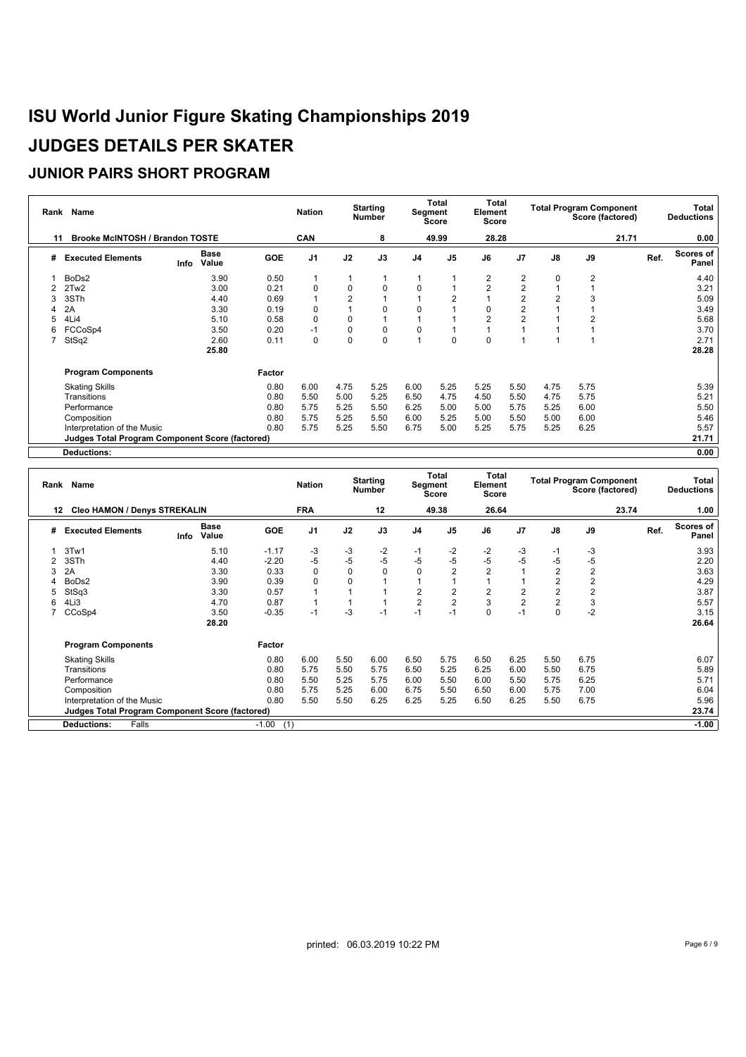# ISU World Junior Figure Skating Championships 2019

# JUDGES DETAILS PER SKATER

## JUNIOR PAIRS SHORT PROGRAM

| Rank | Name | Nation | Starting Number | Total Segment Score | Total Element Score | Total Program Component Score (factored) | Total Deductions |
|---|---|---|---|---|---|---|---|
| 11 | Brooke McINTOSH / Brandon TOSTE | CAN | 8 | 49.99 | 28.28 | 21.71 | 0.00 |

| # | Executed Elements | Info | Base Value | GOE | J1 | J2 | J3 | J4 | J5 | J6 | J7 | J8 | J9 | Ref. | Scores of Panel |
|---|---|---|---|---|---|---|---|---|---|---|---|---|---|---|---|
| 1 | BoDs2 | | 3.90 | 0.50 | 1 | 1 | 1 | 1 | 1 | 2 | 2 | 0 | 2 | | 4.40 |
| 2 | 2Tw2 | | 3.00 | 0.21 | 0 | 0 | 0 | 0 | 1 | 2 | 2 | 1 | 1 | | 3.21 |
| 3 | 3STh | | 4.40 | 0.69 | 1 | 2 | 1 | 1 | 2 | 1 | 2 | 2 | 3 | | 5.09 |
| 4 | 2A | | 3.30 | 0.19 | 0 | 1 | 0 | 0 | 1 | 0 | 2 | 1 | 1 | | 3.49 |
| 5 | 4Li4 | | 5.10 | 0.58 | 0 | 0 | 1 | 1 | 1 | 2 | 2 | 1 | 2 | | 5.68 |
| 6 | FCCoSp4 | | 3.50 | 0.20 | -1 | 0 | 0 | 0 | 1 | 1 | 1 | 1 | 1 | | 3.70 |
| 7 | StSq2 | | 2.60 | 0.11 | 0 | 0 | 0 | 1 | 0 | 0 | 1 | 1 | 1 | | 2.71 |
| | | | 25.80 | | | | | | | | | | | | 28.28 |

| Program Components | Factor | J1 | J2 | J3 | J4 | J5 | J6 | J7 | J8 | J9 | Scores of Panel |
|---|---|---|---|---|---|---|---|---|---|---|---|
| Skating Skills | 0.80 | 6.00 | 4.75 | 5.25 | 6.00 | 5.25 | 5.25 | 5.50 | 4.75 | 5.75 | 5.39 |
| Transitions | 0.80 | 5.50 | 5.00 | 5.25 | 6.50 | 4.75 | 4.50 | 5.50 | 4.75 | 5.75 | 5.21 |
| Performance | 0.80 | 5.75 | 5.25 | 5.50 | 6.25 | 5.00 | 5.00 | 5.75 | 5.25 | 6.00 | 5.50 |
| Composition | 0.80 | 5.75 | 5.25 | 5.50 | 6.00 | 5.25 | 5.00 | 5.50 | 5.00 | 6.00 | 5.46 |
| Interpretation of the Music | 0.80 | 5.75 | 5.25 | 5.50 | 6.75 | 5.00 | 5.25 | 5.75 | 5.25 | 6.25 | 5.57 |
| Judges Total Program Component Score (factored) | | | | | | | | | | | 21.71 |
| Deductions: | | | | | | | | | | | 0.00 |

| Rank | Name | Nation | Starting Number | Total Segment Score | Total Element Score | Total Program Component Score (factored) | Total Deductions |
|---|---|---|---|---|---|---|---|
| 12 | Cleo HAMON / Denys STREKALIN | FRA | 12 | 49.38 | 26.64 | 23.74 | 1.00 |

| # | Executed Elements | Info | Base Value | GOE | J1 | J2 | J3 | J4 | J5 | J6 | J7 | J8 | J9 | Ref. | Scores of Panel |
|---|---|---|---|---|---|---|---|---|---|---|---|---|---|---|---|
| 1 | 3Tw1 | | 5.10 | -1.17 | -3 | -3 | -2 | -1 | -2 | -2 | -3 | -1 | -3 | | 3.93 |
| 2 | 3STh | | 4.40 | -2.20 | -5 | -5 | -5 | -5 | -5 | -5 | -5 | -5 | -5 | | 2.20 |
| 3 | 2A | | 3.30 | 0.33 | 0 | 0 | 0 | 0 | 2 | 2 | 1 | 2 | 2 | | 3.63 |
| 4 | BoDs2 | | 3.90 | 0.39 | 0 | 0 | 1 | 1 | 1 | 1 | 1 | 2 | 2 | | 4.29 |
| 5 | StSq3 | | 3.30 | 0.57 | 1 | 1 | 1 | 2 | 2 | 2 | 2 | 2 | 2 | | 3.87 |
| 6 | 4Li3 | | 4.70 | 0.87 | 1 | 1 | 1 | 2 | 2 | 3 | 2 | 2 | 3 | | 5.57 |
| 7 | CCoSp4 | | 3.50 | -0.35 | -1 | -3 | -1 | -1 | -1 | 0 | -1 | 0 | -2 | | 3.15 |
| | | | 28.20 | | | | | | | | | | | | 26.64 |

| Program Components | Factor | J1 | J2 | J3 | J4 | J5 | J6 | J7 | J8 | J9 | Scores of Panel |
|---|---|---|---|---|---|---|---|---|---|---|---|
| Skating Skills | 0.80 | 6.00 | 5.50 | 6.00 | 6.50 | 5.75 | 6.50 | 6.25 | 5.50 | 6.75 | 6.07 |
| Transitions | 0.80 | 5.75 | 5.50 | 5.75 | 6.50 | 5.25 | 6.25 | 6.00 | 5.50 | 6.75 | 5.89 |
| Performance | 0.80 | 5.50 | 5.25 | 5.75 | 6.00 | 5.50 | 6.00 | 5.50 | 5.75 | 6.25 | 5.71 |
| Composition | 0.80 | 5.75 | 5.25 | 6.00 | 6.75 | 5.50 | 6.50 | 6.00 | 5.75 | 7.00 | 6.04 |
| Interpretation of the Music | 0.80 | 5.50 | 5.50 | 6.25 | 6.25 | 5.25 | 6.50 | 6.25 | 5.50 | 6.75 | 5.96 |
| Judges Total Program Component Score (factored) | | | | | | | | | | | 23.74 |
| Deductions: Falls | -1.00 (1) | | | | | | | | | | -1.00 |

printed: 06.03.2019 10:22 PM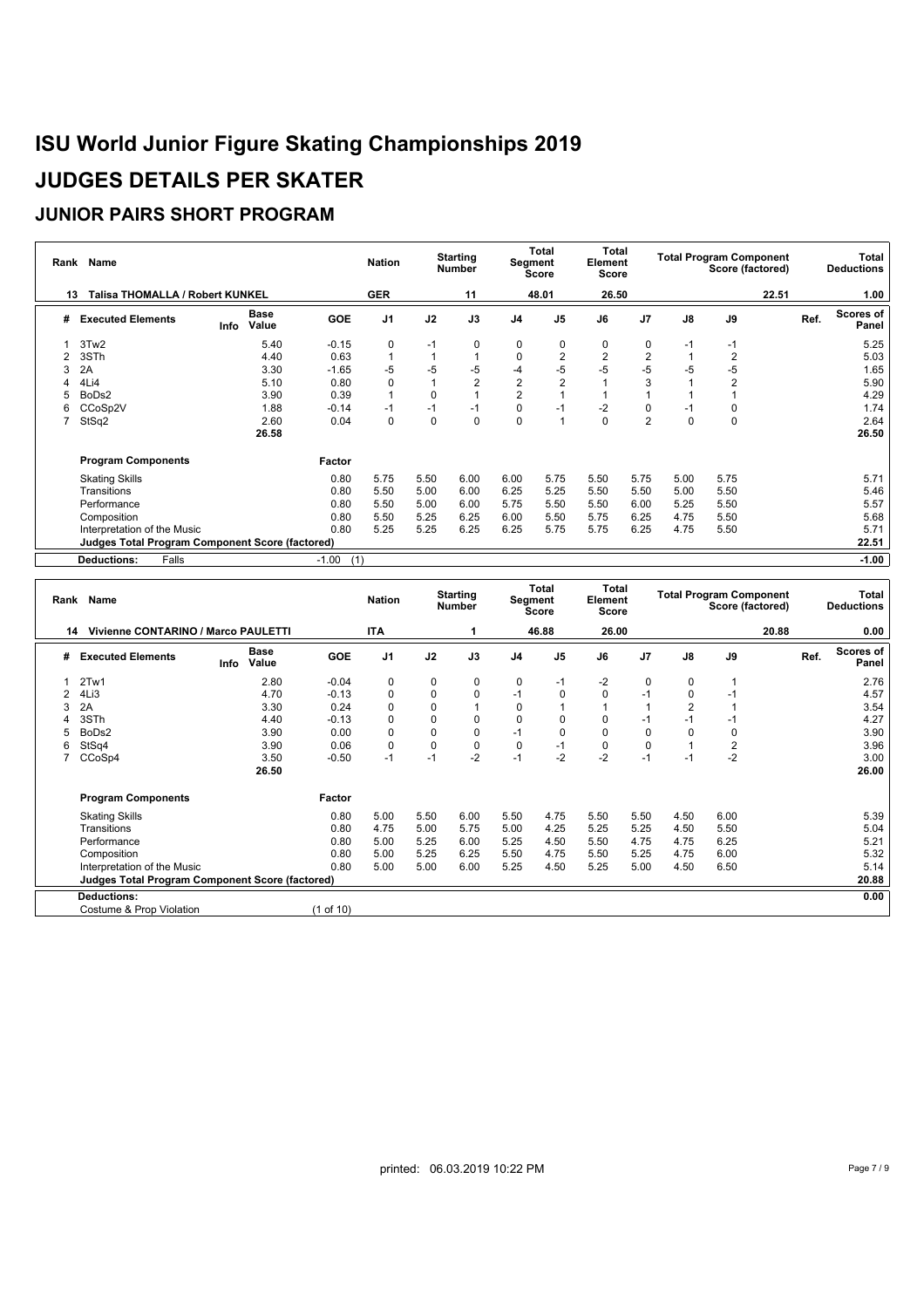# ISU World Junior Figure Skating Championships 2019

# JUDGES DETAILS PER SKATER

## JUNIOR PAIRS SHORT PROGRAM

| Rank | Name | Nation | Starting Number | Total Segment Score | Total Element Score | Total Program Component Score (factored) | Total Deductions |
|---|---|---|---|---|---|---|---|
| 13 | Talisa THOMALLA / Robert KUNKEL | GER | 11 | 48.01 | 26.50 | 22.51 | 1.00 |

| # | Executed Elements | Info | Base Value | GOE | J1 | J2 | J3 | J4 | J5 | J6 | J7 | J8 | J9 | Ref. | Scores of Panel |
|---|---|---|---|---|---|---|---|---|---|---|---|---|---|---|---|
| 1 | 3Tw2 | | 5.40 | -0.15 | 0 | -1 | 0 | 0 | 0 | 0 | 0 | -1 | -1 | | 5.25 |
| 2 | 3STh | | 4.40 | 0.63 | 1 | 1 | 1 | 0 | 2 | 2 | 2 | 1 | 2 | | 5.03 |
| 3 | 2A | | 3.30 | -1.65 | -5 | -5 | -5 | -4 | -5 | -5 | -5 | -5 | -5 | | 1.65 |
| 4 | 4Li4 | | 5.10 | 0.80 | 0 | 1 | 2 | 2 | 2 | 1 | 3 | 1 | 2 | | 5.90 |
| 5 | BoDs2 | | 3.90 | 0.39 | 1 | 0 | 1 | 2 | 1 | 1 | 1 | 1 | 1 | | 4.29 |
| 6 | CCoSp2V | | 1.88 | -0.14 | -1 | -1 | -1 | 0 | -1 | -2 | 0 | -1 | 0 | | 1.74 |
| 7 | StSq2 | | 2.60 | 0.04 | 0 | 0 | 0 | 0 | 1 | 0 | 2 | 0 | 0 | | 2.64 |
| | | | 26.58 | | | | | | | | | | | | 26.50 |
| | **Program Components** | | | **Factor** | | | | | | | | | | | |
| | Skating Skills | | | 0.80 | 5.75 | 5.50 | 6.00 | 6.00 | 5.75 | 5.50 | 5.75 | 5.00 | 5.75 | | 5.71 |
| | Transitions | | | 0.80 | 5.50 | 5.00 | 6.00 | 6.25 | 5.25 | 5.50 | 5.50 | 5.00 | 5.50 | | 5.46 |
| | Performance | | | 0.80 | 5.50 | 5.00 | 6.00 | 5.75 | 5.50 | 5.50 | 6.00 | 5.25 | 5.50 | | 5.57 |
| | Composition | | | 0.80 | 5.50 | 5.25 | 6.25 | 6.00 | 5.50 | 5.75 | 6.25 | 4.75 | 5.50 | | 5.68 |
| | Interpretation of the Music | | | 0.80 | 5.25 | 5.25 | 6.25 | 6.25 | 5.75 | 5.75 | 6.25 | 4.75 | 5.50 | | 5.71 |
| | **Judges Total Program Component Score (factored)** | | | | | | | | | | | | | | 22.51 |
| | **Deductions:** Falls | | | -1.00 (1) | | | | | | | | | | | -1.00 |

| Rank | Name | Nation | Starting Number | Total Segment Score | Total Element Score | Total Program Component Score (factored) | Total Deductions |
|---|---|---|---|---|---|---|---|
| 14 | Vivienne CONTARINO / Marco PAULETTI | ITA | 1 | 46.88 | 26.00 | 20.88 | 0.00 |

| # | Executed Elements | Info | Base Value | GOE | J1 | J2 | J3 | J4 | J5 | J6 | J7 | J8 | J9 | Ref. | Scores of Panel |
|---|---|---|---|---|---|---|---|---|---|---|---|---|---|---|---|
| 1 | 2Tw1 | | 2.80 | -0.04 | 0 | 0 | 0 | 0 | -1 | -2 | 0 | 0 | 1 | | 2.76 |
| 2 | 4Li3 | | 4.70 | -0.13 | 0 | 0 | 0 | -1 | 0 | 0 | -1 | 0 | -1 | | 4.57 |
| 3 | 2A | | 3.30 | 0.24 | 0 | 0 | 1 | 0 | 1 | 1 | 1 | 2 | 1 | | 3.54 |
| 4 | 3STh | | 4.40 | -0.13 | 0 | 0 | 0 | 0 | 0 | 0 | -1 | -1 | -1 | | 4.27 |
| 5 | BoDs2 | | 3.90 | 0.00 | 0 | 0 | 0 | -1 | 0 | 0 | 0 | 0 | 0 | | 3.90 |
| 6 | StSq4 | | 3.90 | 0.06 | 0 | 0 | 0 | 0 | -1 | 0 | 0 | 1 | 2 | | 3.96 |
| 7 | CCoSp4 | | 3.50 | -0.50 | -1 | -1 | -2 | -1 | -2 | -2 | -1 | -1 | -2 | | 3.00 |
| | | | 26.50 | | | | | | | | | | | | 26.00 |
| | **Program Components** | | | **Factor** | | | | | | | | | | | |
| | Skating Skills | | | 0.80 | 5.00 | 5.50 | 6.00 | 5.50 | 4.75 | 5.50 | 5.50 | 4.50 | 6.00 | | 5.39 |
| | Transitions | | | 0.80 | 4.75 | 5.00 | 5.75 | 5.00 | 4.25 | 5.25 | 5.25 | 4.50 | 5.50 | | 5.04 |
| | Performance | | | 0.80 | 5.00 | 5.25 | 6.00 | 5.25 | 4.50 | 5.50 | 4.75 | 4.75 | 6.25 | | 5.21 |
| | Composition | | | 0.80 | 5.00 | 5.25 | 6.25 | 5.50 | 4.75 | 5.50 | 5.25 | 4.75 | 6.00 | | 5.32 |
| | Interpretation of the Music | | | 0.80 | 5.00 | 5.00 | 6.00 | 5.25 | 4.50 | 5.25 | 5.00 | 4.50 | 6.50 | | 5.14 |
| | **Judges Total Program Component Score (factored)** | | | | | | | | | | | | | | 20.88 |
| | **Deductions:** | | | | | | | | | | | | | | 0.00 |
| | Costume & Prop Violation | | | (1 of 10) | | | | | | | | | | | |

printed: 06.03.2019 10:22 PM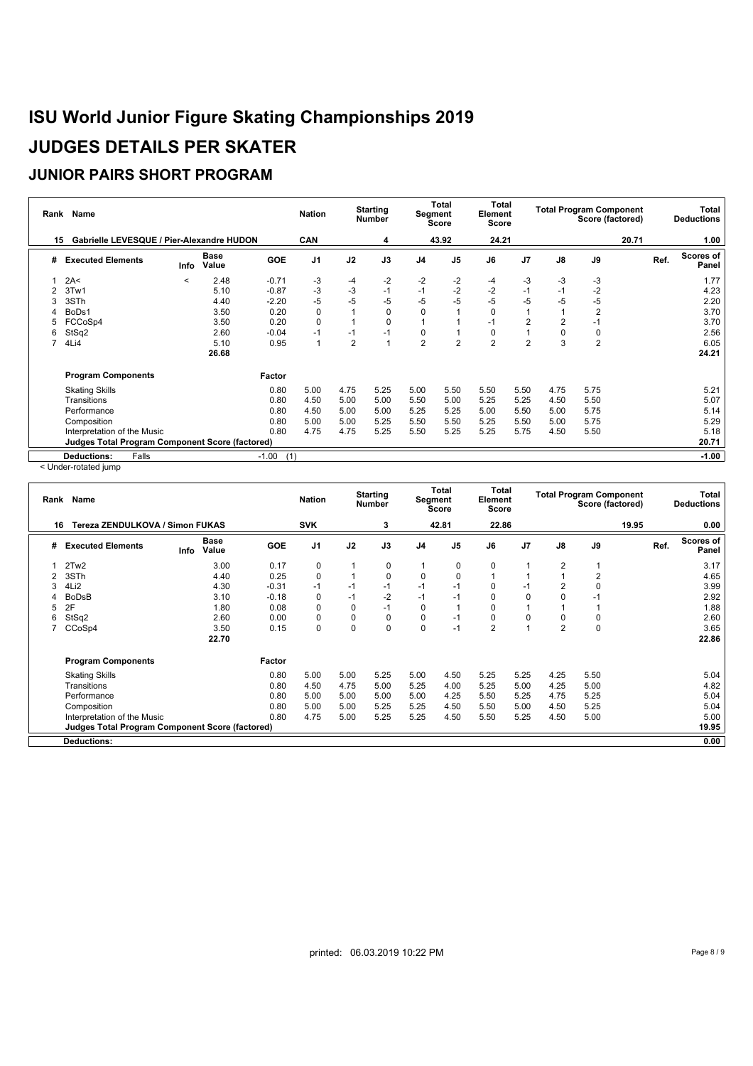# ISU World Junior Figure Skating Championships 2019

# JUDGES DETAILS PER SKATER

## JUNIOR PAIRS SHORT PROGRAM

| Rank | Name | Nation | Starting Number | Total Segment Score | Total Element Score | Total Program Component Score (factored) | Total Deductions |
|---|---|---|---|---|---|---|---|
| 15 | Gabrielle LEVESQUE / Pier-Alexandre HUDON | CAN | 4 | 43.92 | 24.21 | 20.71 | 1.00 |

| # | Executed Elements | Info | Base Value | GOE | J1 | J2 | J3 | J4 | J5 | J6 | J7 | J8 | J9 | Ref. | Scores of Panel |
|---|---|---|---|---|---|---|---|---|---|---|---|---|---|---|---|
| 1 | 2A< | < | 2.48 | -0.71 | -3 | -4 | -2 | -2 | -2 | -4 | -3 | -3 | -3 | | 1.77 |
| 2 | 3Tw1 | | 5.10 | -0.87 | -3 | -3 | -1 | -1 | -2 | -2 | -1 | -1 | -2 | | 4.23 |
| 3 | 3STh | | 4.40 | -2.20 | -5 | -5 | -5 | -5 | -5 | -5 | -5 | -5 | -5 | | 2.20 |
| 4 | BoDs1 | | 3.50 | 0.20 | 0 | 1 | 0 | 0 | 1 | 0 | 1 | 1 | 2 | | 3.70 |
| 5 | FCCoSp4 | | 3.50 | 0.20 | 0 | 1 | 0 | 1 | 1 | -1 | 2 | 2 | -1 | | 3.70 |
| 6 | StSq2 | | 2.60 | -0.04 | -1 | -1 | -1 | 0 | 1 | 0 | 1 | 0 | 0 | | 2.56 |
| 7 | 4Li4 | | 5.10 | 0.95 | 1 | 2 | 1 | 2 | 2 | 2 | 2 | 3 | 2 | | 6.05 |
| | | | 26.68 | | | | | | | | | | | | 24.21 |

| Program Components | Factor | J1 | J2 | J3 | J4 | J5 | J6 | J7 | J8 | J9 | Scores of Panel |
|---|---|---|---|---|---|---|---|---|---|---|---|
| Skating Skills | 0.80 | 5.00 | 4.75 | 5.25 | 5.00 | 5.50 | 5.50 | 5.50 | 4.75 | 5.75 | 5.21 |
| Transitions | 0.80 | 4.50 | 5.00 | 5.00 | 5.50 | 5.00 | 5.25 | 5.25 | 4.50 | 5.50 | 5.07 |
| Performance | 0.80 | 4.50 | 5.00 | 5.00 | 5.25 | 5.25 | 5.00 | 5.50 | 5.00 | 5.75 | 5.14 |
| Composition | 0.80 | 5.00 | 5.00 | 5.25 | 5.50 | 5.50 | 5.25 | 5.50 | 5.00 | 5.75 | 5.29 |
| Interpretation of the Music | 0.80 | 4.75 | 4.75 | 5.25 | 5.50 | 5.25 | 5.25 | 5.75 | 4.50 | 5.50 | 5.18 |
| **Judges Total Program Component Score (factored)** | | | | | | | | | | | **20.71** |
| **Deductions:** Falls | -1.00 (1) | | | | | | | | | | **-1.00** |

< Under-rotated jump

| Rank | Name | Nation | Starting Number | Total Segment Score | Total Element Score | Total Program Component Score (factored) | Total Deductions |
|---|---|---|---|---|---|---|---|
| 16 | Tereza ZENDULKOVA / Simon FUKAS | SVK | 3 | 42.81 | 22.86 | 19.95 | 0.00 |

| # | Executed Elements | Info | Base Value | GOE | J1 | J2 | J3 | J4 | J5 | J6 | J7 | J8 | J9 | Ref. | Scores of Panel |
|---|---|---|---|---|---|---|---|---|---|---|---|---|---|---|---|
| 1 | 2Tw2 | | 3.00 | 0.17 | 0 | 1 | 0 | 1 | 0 | 0 | 1 | 2 | 1 | | 3.17 |
| 2 | 3STh | | 4.40 | 0.25 | 0 | 1 | 0 | 0 | 0 | 1 | 1 | 1 | 2 | | 4.65 |
| 3 | 4Li2 | | 4.30 | -0.31 | -1 | -1 | -1 | -1 | -1 | 0 | -1 | 2 | 0 | | 3.99 |
| 4 | BoDsB | | 3.10 | -0.18 | 0 | -1 | -2 | -1 | -1 | 0 | 0 | 0 | -1 | | 2.92 |
| 5 | 2F | | 1.80 | 0.08 | 0 | 0 | -1 | 0 | 1 | 0 | 1 | 1 | 1 | | 1.88 |
| 6 | StSq2 | | 2.60 | 0.00 | 0 | 0 | 0 | 0 | -1 | 0 | 0 | 0 | 0 | | 2.60 |
| 7 | CCoSp4 | | 3.50 | 0.15 | 0 | 0 | 0 | 0 | -1 | 2 | 1 | 2 | 0 | | 3.65 |
| | | | 22.70 | | | | | | | | | | | | 22.86 |

| Program Components | Factor | J1 | J2 | J3 | J4 | J5 | J6 | J7 | J8 | J9 | Scores of Panel |
|---|---|---|---|---|---|---|---|---|---|---|---|
| Skating Skills | 0.80 | 5.00 | 5.00 | 5.25 | 5.00 | 4.50 | 5.25 | 5.25 | 4.25 | 5.50 | 5.04 |
| Transitions | 0.80 | 4.50 | 4.75 | 5.00 | 5.25 | 4.00 | 5.25 | 5.00 | 4.25 | 5.00 | 4.82 |
| Performance | 0.80 | 5.00 | 5.00 | 5.00 | 5.00 | 4.25 | 5.50 | 5.25 | 4.75 | 5.25 | 5.04 |
| Composition | 0.80 | 5.00 | 5.00 | 5.25 | 5.25 | 4.50 | 5.50 | 5.00 | 4.50 | 5.25 | 5.04 |
| Interpretation of the Music | 0.80 | 4.75 | 5.00 | 5.25 | 5.25 | 4.50 | 5.50 | 5.25 | 4.50 | 5.00 | 5.00 |
| **Judges Total Program Component Score (factored)** | | | | | | | | | | | **19.95** |
| **Deductions:** | | | | | | | | | | | **0.00** |

printed: 06.03.2019 10:22 PM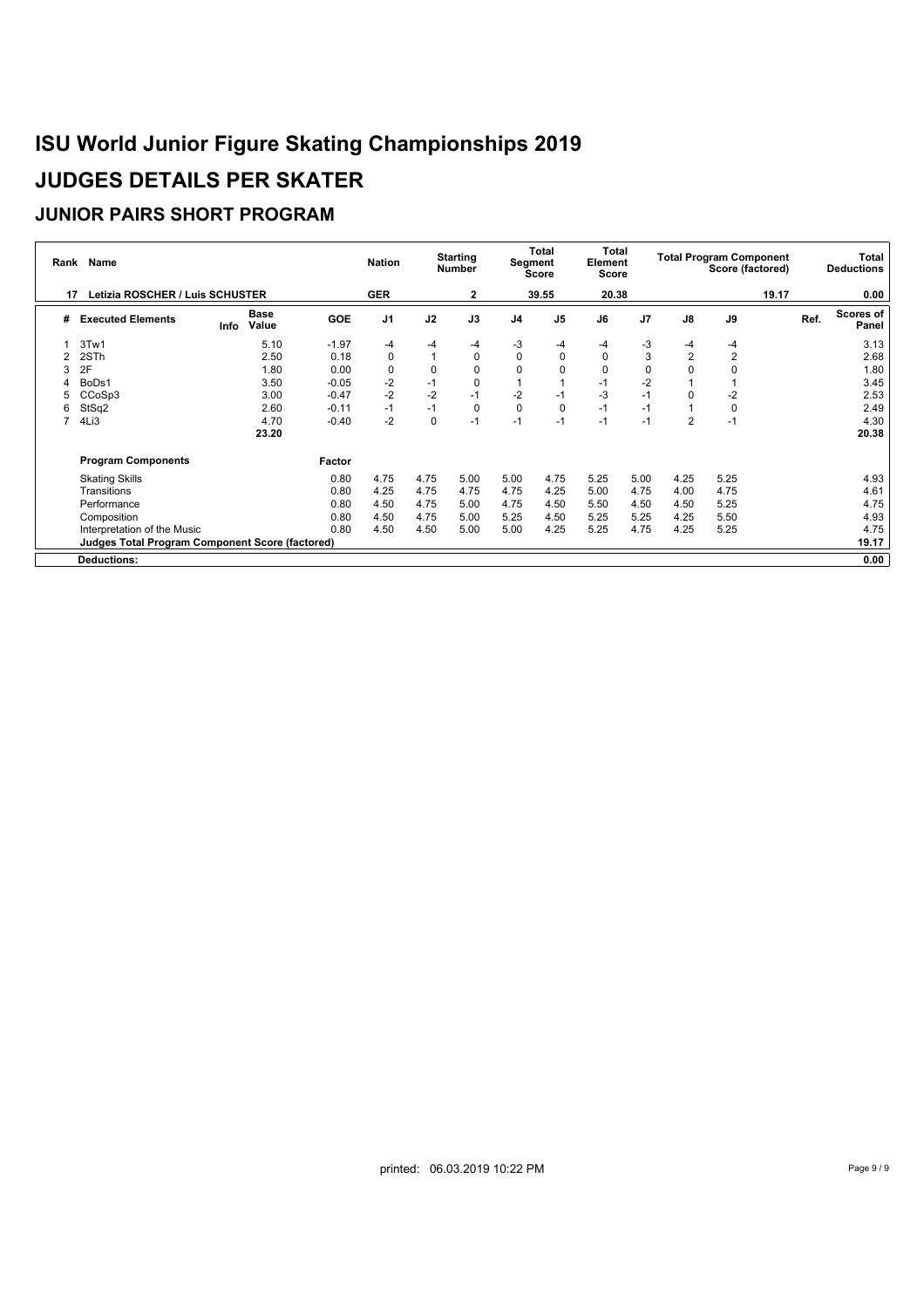# ISU World Junior Figure Skating Championships 2019

# JUDGES DETAILS PER SKATER

## JUNIOR PAIRS SHORT PROGRAM

| Rank | Name | Nation | Starting Number | Total Segment Score | Total Element Score | Total Program Component Score (factored) | Total Deductions |
|---|---|---|---|---|---|---|---|
| 17 | Letizia ROSCHER / Luis SCHUSTER | GER | 2 | 39.55 | 20.38 | 19.17 | 0.00 |

| # | Executed Elements | Info | Base Value | GOE | J1 | J2 | J3 | J4 | J5 | J6 | J7 | J8 | J9 | Ref. | Scores of Panel |
|---|---|---|---|---|---|---|---|---|---|---|---|---|---|---|---|
| 1 | 3Tw1 | | 5.10 | -1.97 | -4 | -4 | -4 | -3 | -4 | -4 | -3 | -4 | -4 | | 3.13 |
| 2 | 2STh | | 2.50 | 0.18 | 0 | 1 | 0 | 0 | 0 | 0 | 3 | 2 | 2 | | 2.68 |
| 3 | 2F | | 1.80 | 0.00 | 0 | 0 | 0 | 0 | 0 | 0 | 0 | 0 | 0 | | 1.80 |
| 4 | BoDs1 | | 3.50 | -0.05 | -2 | -1 | 0 | 1 | 1 | -1 | -2 | 1 | 1 | | 3.45 |
| 5 | CCoSp3 | | 3.00 | -0.47 | -2 | -2 | -1 | -2 | -1 | -3 | -1 | 0 | -2 | | 2.53 |
| 6 | StSq2 | | 2.60 | -0.11 | -1 | -1 | 0 | 0 | 0 | -1 | -1 | 1 | 0 | | 2.49 |
| 7 | 4Li3 | | 4.70 | -0.40 | -2 | 0 | -1 | -1 | -1 | -1 | -1 | 2 | -1 | | 4.30 |
| | | | 23.20 | | | | | | | | | | | | 20.38 |

| Program Components | Factor | J1 | J2 | J3 | J4 | J5 | J6 | J7 | J8 | J9 | Scores of Panel |
|---|---|---|---|---|---|---|---|---|---|---|---|
| Skating Skills | 0.80 | 4.75 | 4.75 | 5.00 | 5.00 | 4.75 | 5.25 | 5.00 | 4.25 | 5.25 | 4.93 |
| Transitions | 0.80 | 4.25 | 4.75 | 4.75 | 4.75 | 4.25 | 5.00 | 4.75 | 4.00 | 4.75 | 4.61 |
| Performance | 0.80 | 4.50 | 4.75 | 5.00 | 4.75 | 4.50 | 5.50 | 4.50 | 4.50 | 5.25 | 4.75 |
| Composition | 0.80 | 4.50 | 4.75 | 5.00 | 5.25 | 4.50 | 5.25 | 5.25 | 4.25 | 5.50 | 4.93 |
| Interpretation of the Music | 0.80 | 4.50 | 4.50 | 5.00 | 5.00 | 4.25 | 5.25 | 4.75 | 4.25 | 5.25 | 4.75 |
| Judges Total Program Component Score (factored) | | | | | | | | | | | 19.17 |

| Deductions: | 0.00 |
|---|---|

printed: 06.03.2019 10:22 PM